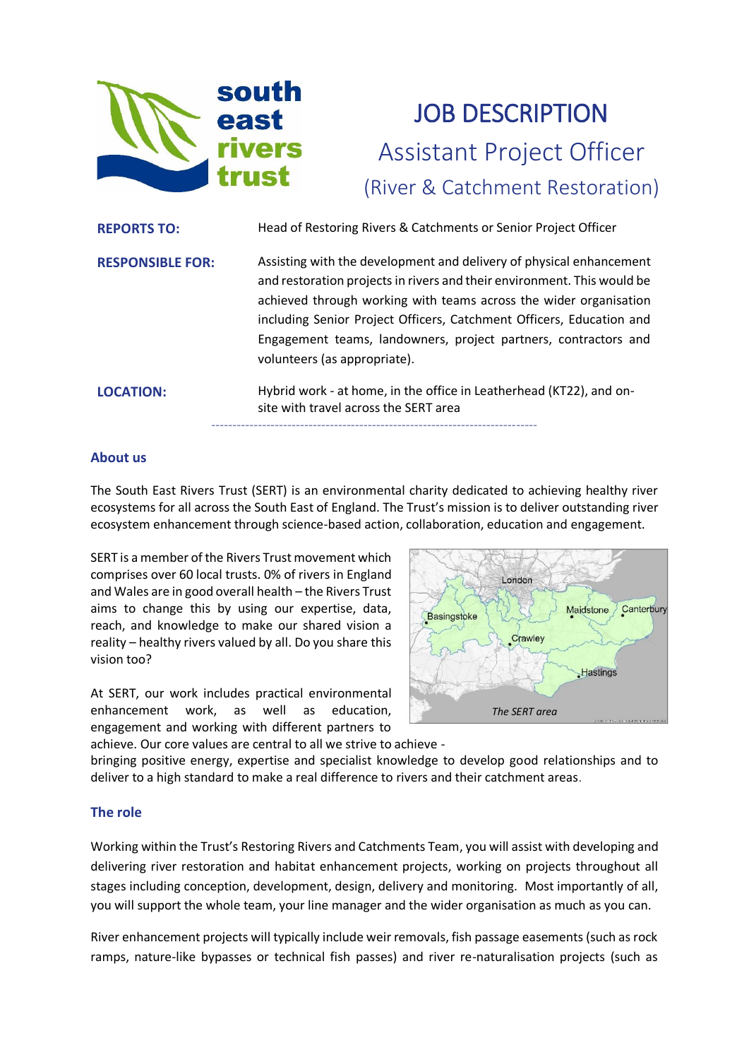# JOB DESCRIPTION

## Assistant Project Officer

### (River & Catchment Restoration)

**REPORTS TO:** Head of Restoring Rivers & Catchments or Senior Project Officer

**RESPONSIBLE FOR:** Assisting with the development and delivery of physical enhancement and restoration projects in rivers and their environment. This would be achieved through working with teams across the wider organisation including Senior Project Officers, Catchment Officers, Education and Engagement teams, landowners, project partners, contractors and volunteers (as appropriate).

**LOCATION:** Hybrid work - at home, in the office in Leatherhead (KT22), and on-site with travel across the SERT area

---

## About us

The South East Rivers Trust (SERT) is an environmental charity dedicated to achieving healthy river ecosystems for all across the South East of England. The Trust's mission is to deliver outstanding river ecosystem enhancement through science-based action, collaboration, education and engagement.

SERT is a member of the Rivers Trust movement which comprises over 60 local trusts. 0% of rivers in England and Wales are in good overall health – the Rivers Trust aims to change this by using our expertise, data, reach, and knowledge to make our shared vision a reality – healthy rivers valued by all. Do you share this vision too?

*The SERT area*

At SERT, our work includes practical environmental enhancement work, as well as education, engagement and working with different partners to achieve. Our core values are central to all we strive to achieve - bringing positive energy, expertise and specialist knowledge to develop good relationships and to deliver to a high standard to make a real difference to rivers and their catchment areas.

## The role

Working within the Trust's Restoring Rivers and Catchments Team, you will assist with developing and delivering river restoration and habitat enhancement projects, working on projects throughout all stages including conception, development, design, delivery and monitoring. Most importantly of all, you will support the whole team, your line manager and the wider organisation as much as you can.

River enhancement projects will typically include weir removals, fish passage easements (such as rock ramps, nature-like bypasses or technical fish passes) and river re-naturalisation projects (such as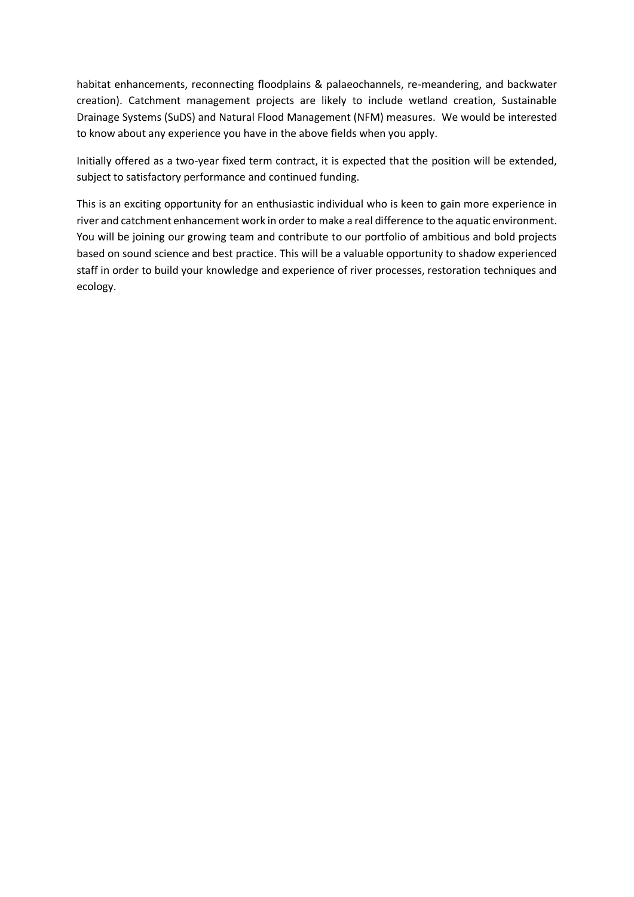habitat enhancements, reconnecting floodplains & palaeochannels, re-meandering, and backwater creation). Catchment management projects are likely to include wetland creation, Sustainable Drainage Systems (SuDS) and Natural Flood Management (NFM) measures. We would be interested to know about any experience you have in the above fields when you apply.

Initially offered as a two-year fixed term contract, it is expected that the position will be extended, subject to satisfactory performance and continued funding.

This is an exciting opportunity for an enthusiastic individual who is keen to gain more experience in river and catchment enhancement work in order to make a real difference to the aquatic environment. You will be joining our growing team and contribute to our portfolio of ambitious and bold projects based on sound science and best practice. This will be a valuable opportunity to shadow experienced staff in order to build your knowledge and experience of river processes, restoration techniques and ecology.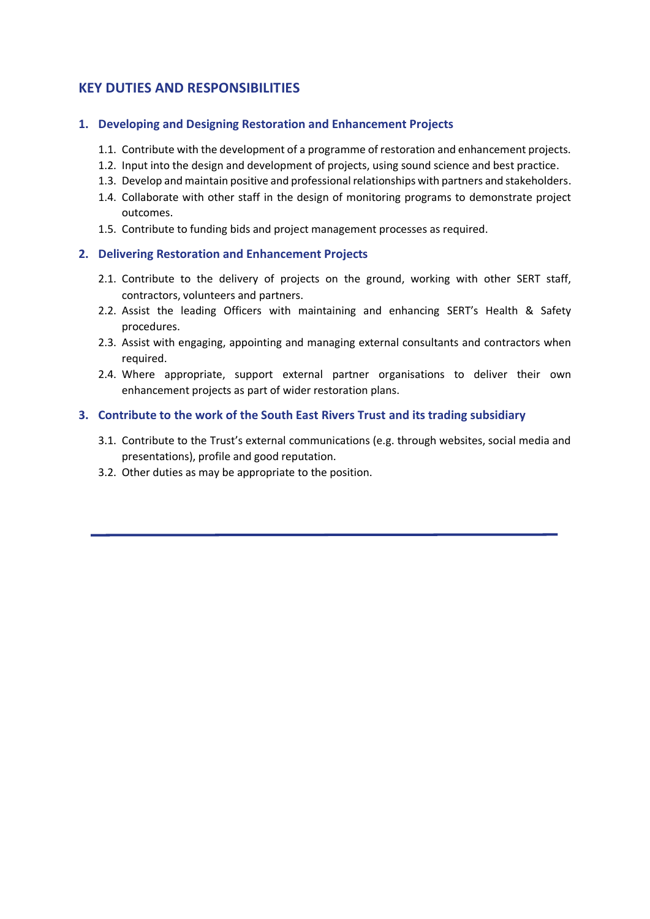## KEY DUTIES AND RESPONSIBILITIES

### 1. Developing and Designing Restoration and Enhancement Projects

- 1.1. Contribute with the development of a programme of restoration and enhancement projects.
- 1.2. Input into the design and development of projects, using sound science and best practice.
- 1.3. Develop and maintain positive and professional relationships with partners and stakeholders.
- 1.4. Collaborate with other staff in the design of monitoring programs to demonstrate project outcomes.
- 1.5. Contribute to funding bids and project management processes as required.

### 2. Delivering Restoration and Enhancement Projects

- 2.1. Contribute to the delivery of projects on the ground, working with other SERT staff, contractors, volunteers and partners.
- 2.2. Assist the leading Officers with maintaining and enhancing SERT's Health & Safety procedures.
- 2.3. Assist with engaging, appointing and managing external consultants and contractors when required.
- 2.4. Where appropriate, support external partner organisations to deliver their own enhancement projects as part of wider restoration plans.

### 3. Contribute to the work of the South East Rivers Trust and its trading subsidiary

- 3.1. Contribute to the Trust's external communications (e.g. through websites, social media and presentations), profile and good reputation.
- 3.2. Other duties as may be appropriate to the position.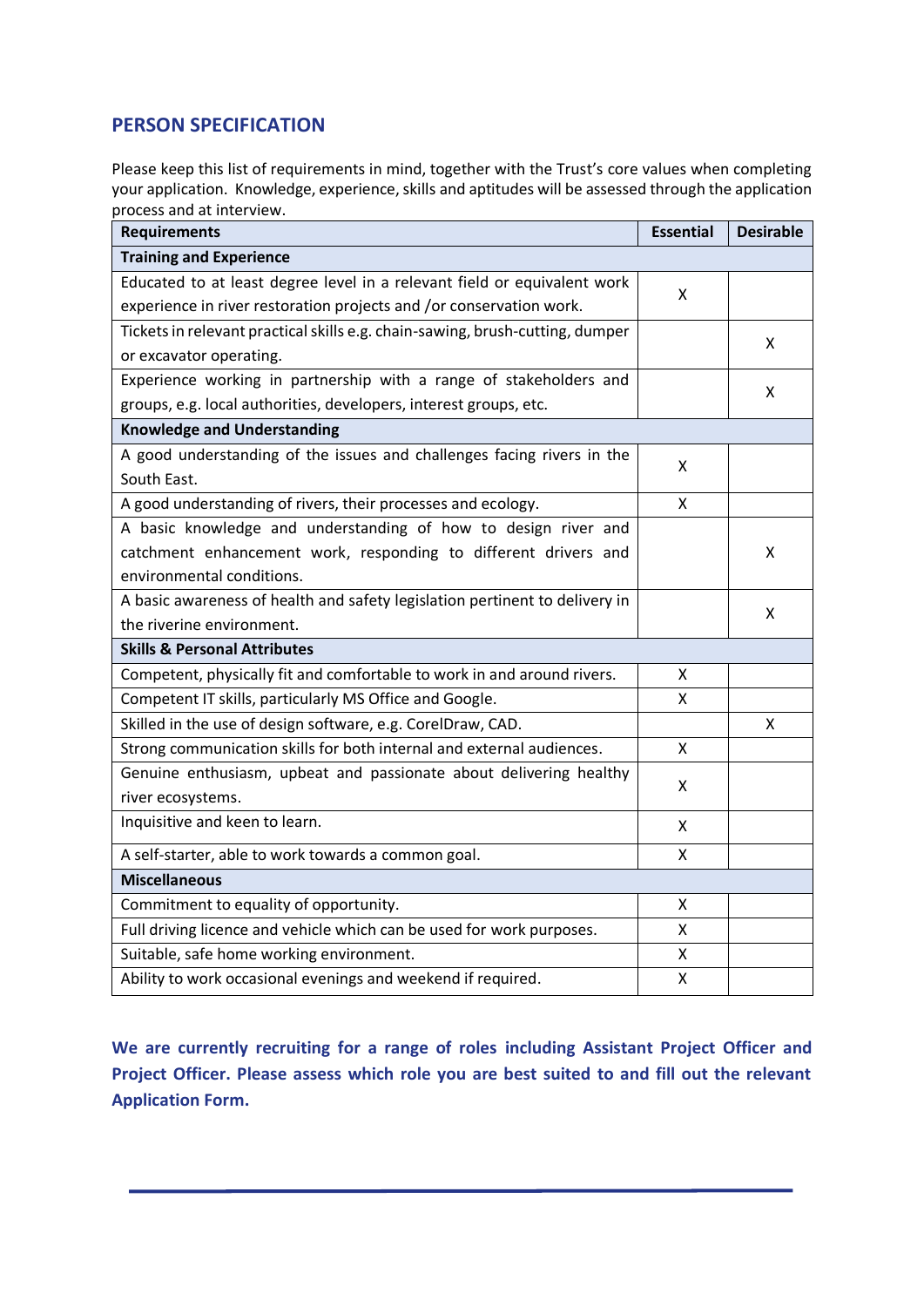## PERSON SPECIFICATION

Please keep this list of requirements in mind, together with the Trust's core values when completing your application. Knowledge, experience, skills and aptitudes will be assessed through the application process and at interview.

| Requirements | Essential | Desirable |
|---|---|---|
| **Training and Experience** | | |
| Educated to at least degree level in a relevant field or equivalent work experience in river restoration projects and /or conservation work. | X | |
| Tickets in relevant practical skills e.g. chain-sawing, brush-cutting, dumper or excavator operating. | | X |
| Experience working in partnership with a range of stakeholders and groups, e.g. local authorities, developers, interest groups, etc. | | X |
| **Knowledge and Understanding** | | |
| A good understanding of the issues and challenges facing rivers in the South East. | X | |
| A good understanding of rivers, their processes and ecology. | X | |
| A basic knowledge and understanding of how to design river and catchment enhancement work, responding to different drivers and environmental conditions. | | X |
| A basic awareness of health and safety legislation pertinent to delivery in the riverine environment. | | X |
| **Skills & Personal Attributes** | | |
| Competent, physically fit and comfortable to work in and around rivers. | X | |
| Competent IT skills, particularly MS Office and Google. | X | |
| Skilled in the use of design software, e.g. CorelDraw, CAD. | | X |
| Strong communication skills for both internal and external audiences. | X | |
| Genuine enthusiasm, upbeat and passionate about delivering healthy river ecosystems. | X | |
| Inquisitive and keen to learn. | X | |
| A self-starter, able to work towards a common goal. | X | |
| **Miscellaneous** | | |
| Commitment to equality of opportunity. | X | |
| Full driving licence and vehicle which can be used for work purposes. | X | |
| Suitable, safe home working environment. | X | |
| Ability to work occasional evenings and weekend if required. | X | |

**We are currently recruiting for a range of roles including Assistant Project Officer and Project Officer. Please assess which role you are best suited to and fill out the relevant Application Form.**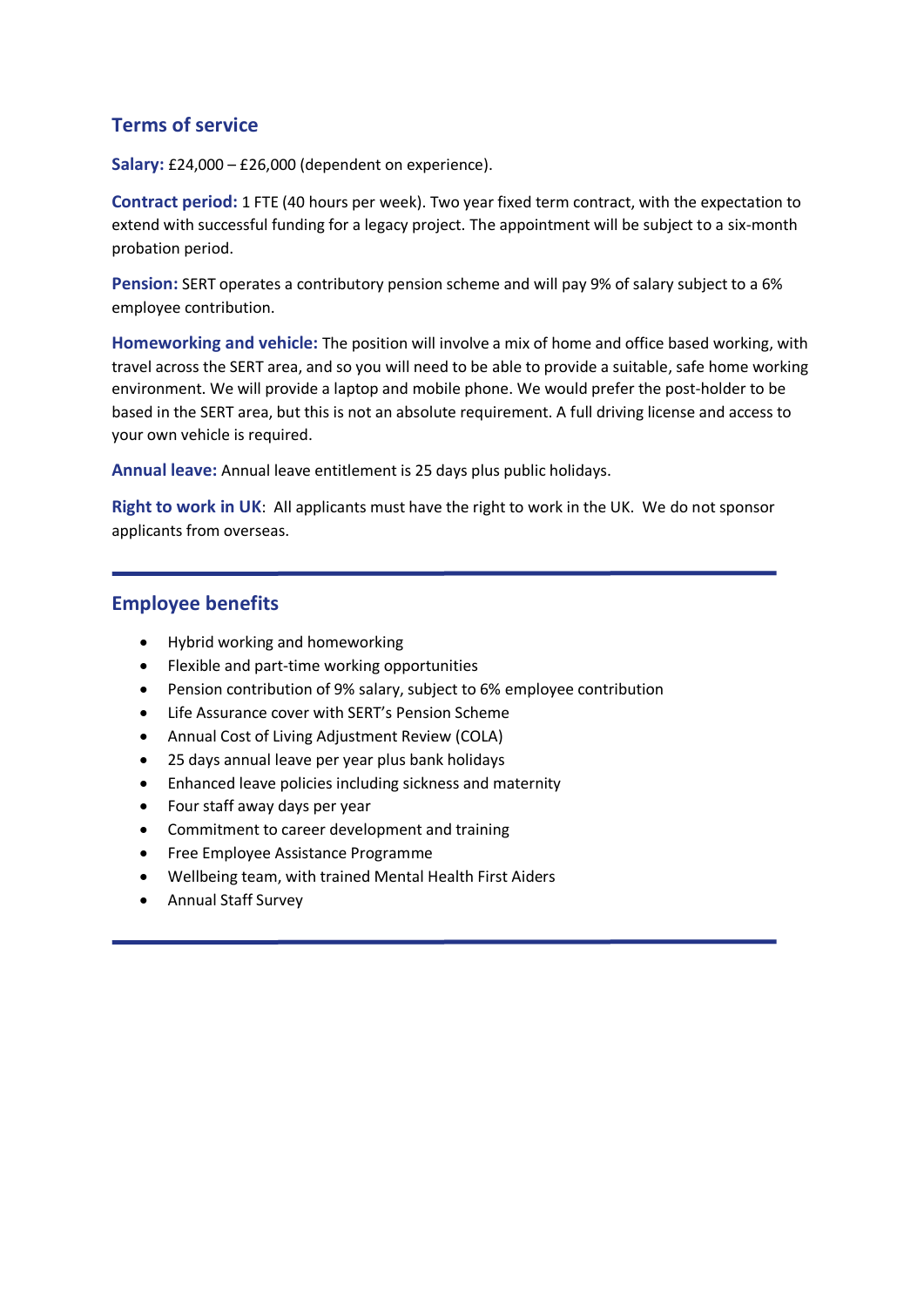## Terms of service

**Salary:** £24,000 – £26,000 (dependent on experience).

**Contract period:** 1 FTE (40 hours per week). Two year fixed term contract, with the expectation to extend with successful funding for a legacy project. The appointment will be subject to a six-month probation period.

**Pension:** SERT operates a contributory pension scheme and will pay 9% of salary subject to a 6% employee contribution.

**Homeworking and vehicle:** The position will involve a mix of home and office based working, with travel across the SERT area, and so you will need to be able to provide a suitable, safe home working environment. We will provide a laptop and mobile phone. We would prefer the post-holder to be based in the SERT area, but this is not an absolute requirement. A full driving license and access to your own vehicle is required.

**Annual leave:** Annual leave entitlement is 25 days plus public holidays.

**Right to work in UK**: All applicants must have the right to work in the UK. We do not sponsor applicants from overseas.

---

## Employee benefits

- Hybrid working and homeworking
- Flexible and part-time working opportunities
- Pension contribution of 9% salary, subject to 6% employee contribution
- Life Assurance cover with SERT's Pension Scheme
- Annual Cost of Living Adjustment Review (COLA)
- 25 days annual leave per year plus bank holidays
- Enhanced leave policies including sickness and maternity
- Four staff away days per year
- Commitment to career development and training
- Free Employee Assistance Programme
- Wellbeing team, with trained Mental Health First Aiders
- Annual Staff Survey

---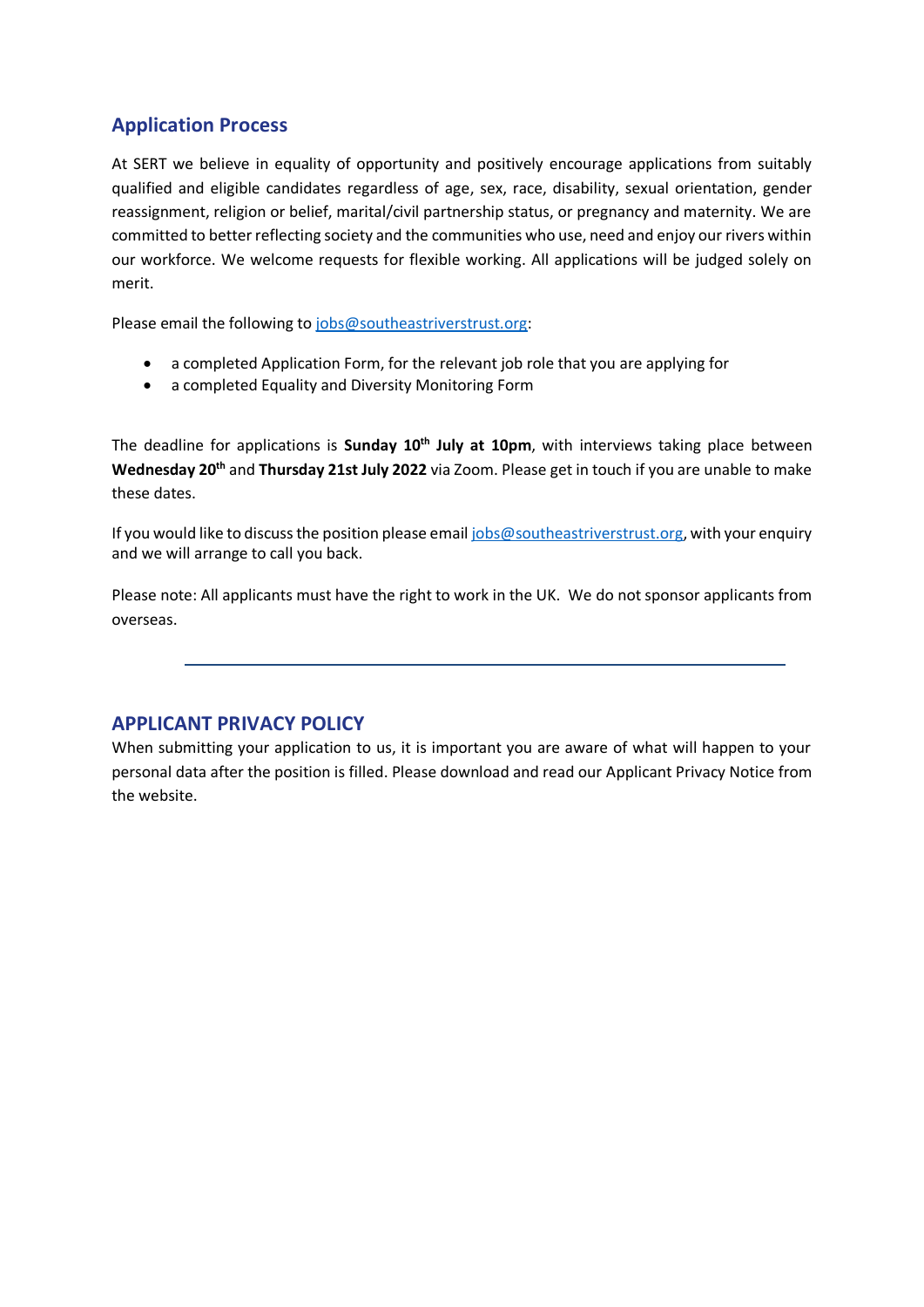## Application Process

At SERT we believe in equality of opportunity and positively encourage applications from suitably qualified and eligible candidates regardless of age, sex, race, disability, sexual orientation, gender reassignment, religion or belief, marital/civil partnership status, or pregnancy and maternity. We are committed to better reflecting society and the communities who use, need and enjoy our rivers within our workforce. We welcome requests for flexible working. All applications will be judged solely on merit.

Please email the following to jobs@southeastriverstrust.org:

- a completed Application Form, for the relevant job role that you are applying for
- a completed Equality and Diversity Monitoring Form

The deadline for applications is **Sunday 10th July at 10pm**, with interviews taking place between **Wednesday 20th** and **Thursday 21st July 2022** via Zoom. Please get in touch if you are unable to make these dates.

If you would like to discuss the position please email jobs@southeastriverstrust.org, with your enquiry and we will arrange to call you back.

Please note: All applicants must have the right to work in the UK. We do not sponsor applicants from overseas.

---

## APPLICANT PRIVACY POLICY

When submitting your application to us, it is important you are aware of what will happen to your personal data after the position is filled. Please download and read our Applicant Privacy Notice from the website.